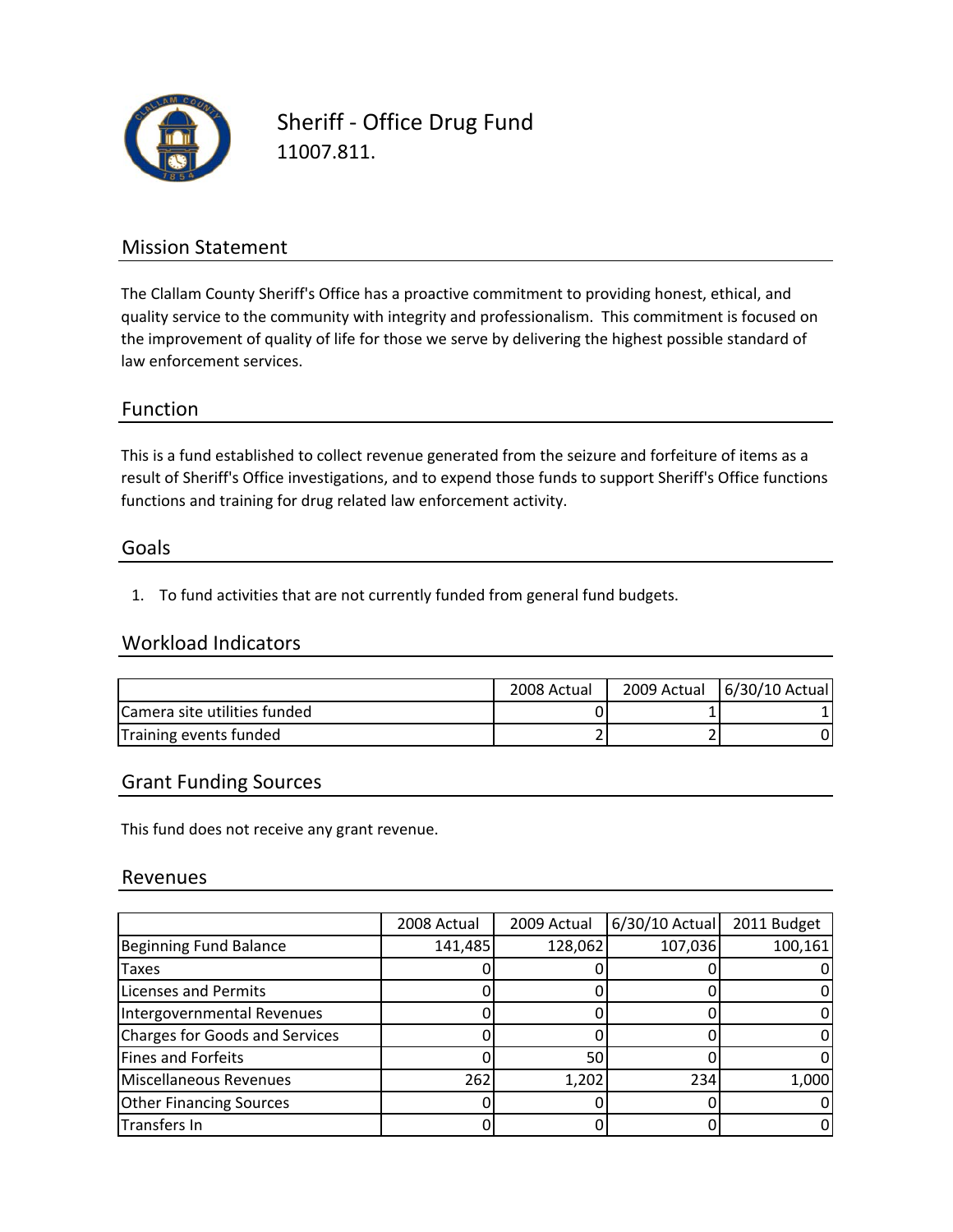# Sheriff - Office Drug Fund

11007.811.

## Mission Statement

The Clallam County Sheriff's Office has a proactive commitment to providing honest, ethical, and quality service to the community with integrity and professionalism. This commitment is focused on the improvement of quality of life for those we serve by delivering the highest possible standard of law enforcement services.

## Function

This is a fund established to collect revenue generated from the seizure and forfeiture of items as a result of Sheriff's Office investigations, and to expend those funds to support Sheriff's Office functions functions and training for drug related law enforcement activity.

## Goals

1. To fund activities that are not currently funded from general fund budgets.

## Workload Indicators

| | 2008 Actual | 2009 Actual | 6/30/10 Actual |
|---|---|---|---|
| Camera site utilities funded | 0 | 1 | 1 |
| Training events funded | 2 | 2 | 0 |

## Grant Funding Sources

This fund does not receive any grant revenue.

## Revenues

| | 2008 Actual | 2009 Actual | 6/30/10 Actual | 2011 Budget |
|---|---|---|---|---|
| Beginning Fund Balance | 141,485 | 128,062 | 107,036 | 100,161 |
| Taxes | 0 | 0 | 0 | 0 |
| Licenses and Permits | 0 | 0 | 0 | 0 |
| Intergovernmental Revenues | 0 | 0 | 0 | 0 |
| Charges for Goods and Services | 0 | 0 | 0 | 0 |
| Fines and Forfeits | 0 | 50 | 0 | 0 |
| Miscellaneous Revenues | 262 | 1,202 | 234 | 1,000 |
| Other Financing Sources | 0 | 0 | 0 | 0 |
| Transfers In | 0 | 0 | 0 | 0 |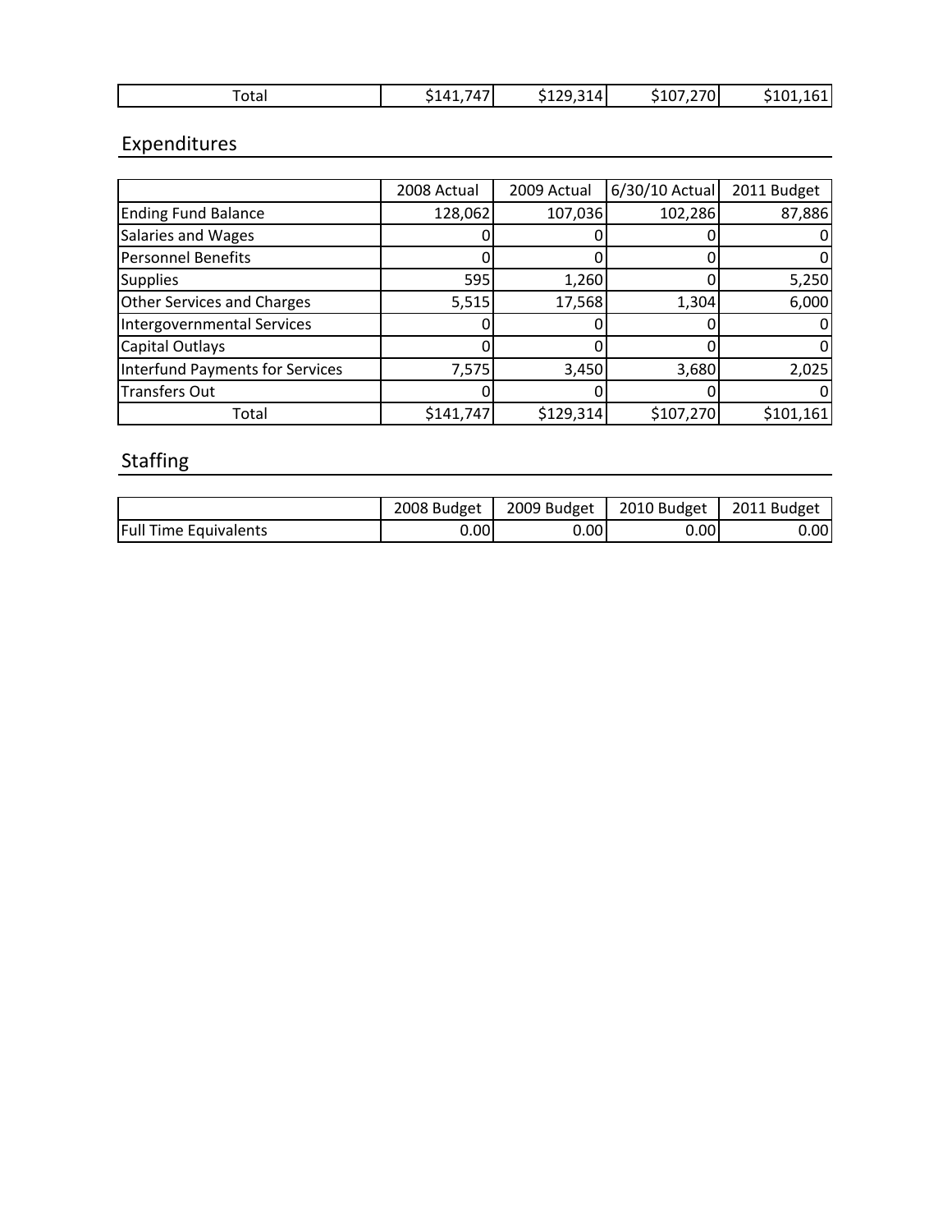| | | | | |
|---|---|---|---|---|
| Total | $141,747 | $129,314 | $107,270 | $101,161 |

## Expenditures

| | 2008 Actual | 2009 Actual | 6/30/10 Actual | 2011 Budget |
|---|---|---|---|---|
| Ending Fund Balance | 128,062 | 107,036 | 102,286 | 87,886 |
| Salaries and Wages | 0 | 0 | 0 | 0 |
| Personnel Benefits | 0 | 0 | 0 | 0 |
| Supplies | 595 | 1,260 | 0 | 5,250 |
| Other Services and Charges | 5,515 | 17,568 | 1,304 | 6,000 |
| Intergovernmental Services | 0 | 0 | 0 | 0 |
| Capital Outlays | 0 | 0 | 0 | 0 |
| Interfund Payments for Services | 7,575 | 3,450 | 3,680 | 2,025 |
| Transfers Out | 0 | 0 | 0 | 0 |
| Total | $141,747 | $129,314 | $107,270 | $101,161 |

## Staffing

| | 2008 Budget | 2009 Budget | 2010 Budget | 2011 Budget |
|---|---|---|---|---|
| Full Time Equivalents | 0.00 | 0.00 | 0.00 | 0.00 |